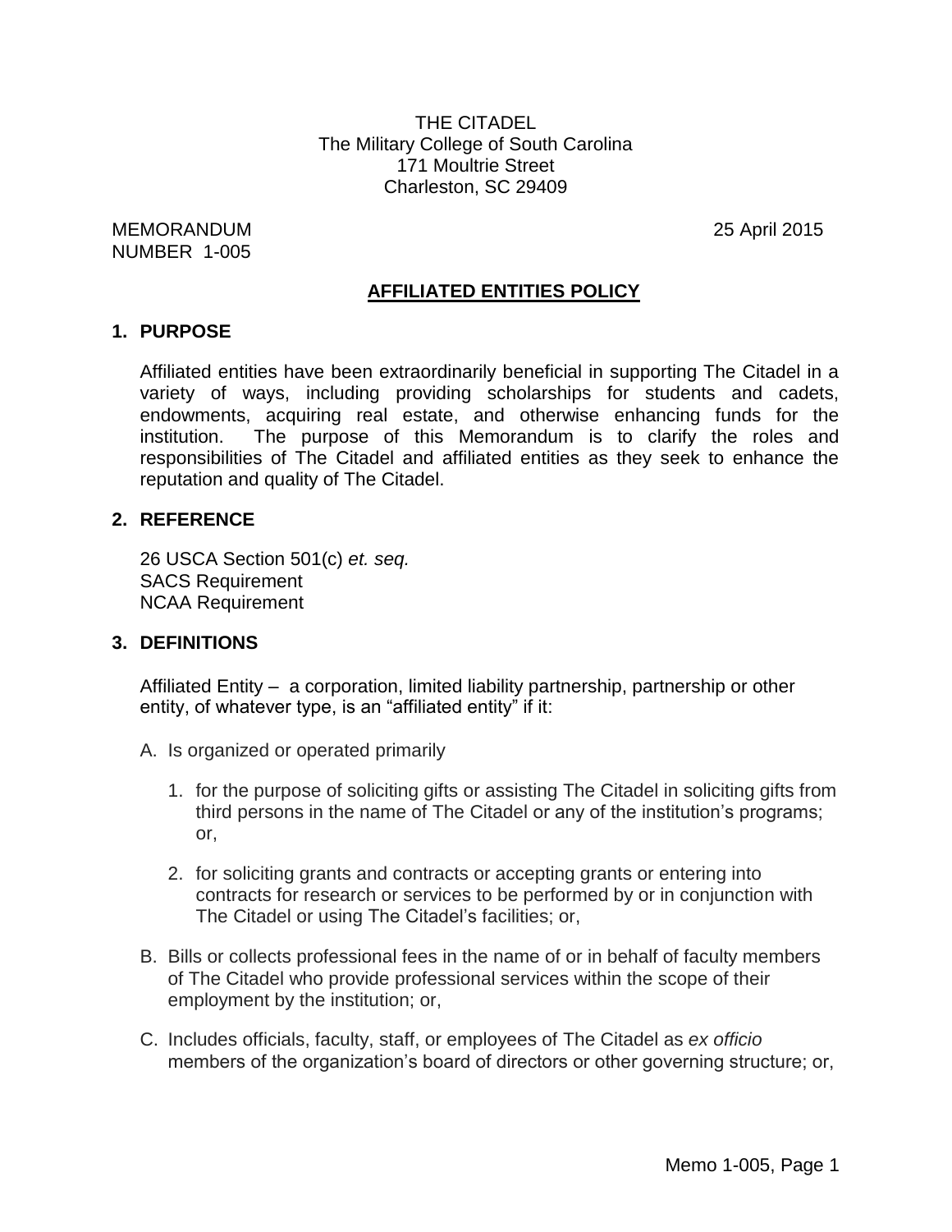THE CITADEL
The Military College of South Carolina
171 Moultrie Street
Charleston, SC 29409

MEMORANDUM
NUMBER 1-005

25 April 2015

## AFFILIATED ENTITIES POLICY

### 1. PURPOSE

Affiliated entities have been extraordinarily beneficial in supporting The Citadel in a variety of ways, including providing scholarships for students and cadets, endowments, acquiring real estate, and otherwise enhancing funds for the institution. The purpose of this Memorandum is to clarify the roles and responsibilities of The Citadel and affiliated entities as they seek to enhance the reputation and quality of The Citadel.

### 2. REFERENCE

26 USCA Section 501(c) *et. seq.*
SACS Requirement
NCAA Requirement

### 3. DEFINITIONS

Affiliated Entity – a corporation, limited liability partnership, partnership or other entity, of whatever type, is an "affiliated entity" if it:

A. Is organized or operated primarily

1. for the purpose of soliciting gifts or assisting The Citadel in soliciting gifts from third persons in the name of The Citadel or any of the institution's programs; or,

2. for soliciting grants and contracts or accepting grants or entering into contracts for research or services to be performed by or in conjunction with The Citadel or using The Citadel's facilities; or,

B. Bills or collects professional fees in the name of or in behalf of faculty members of The Citadel who provide professional services within the scope of their employment by the institution; or,

C. Includes officials, faculty, staff, or employees of The Citadel as *ex officio* members of the organization's board of directors or other governing structure; or,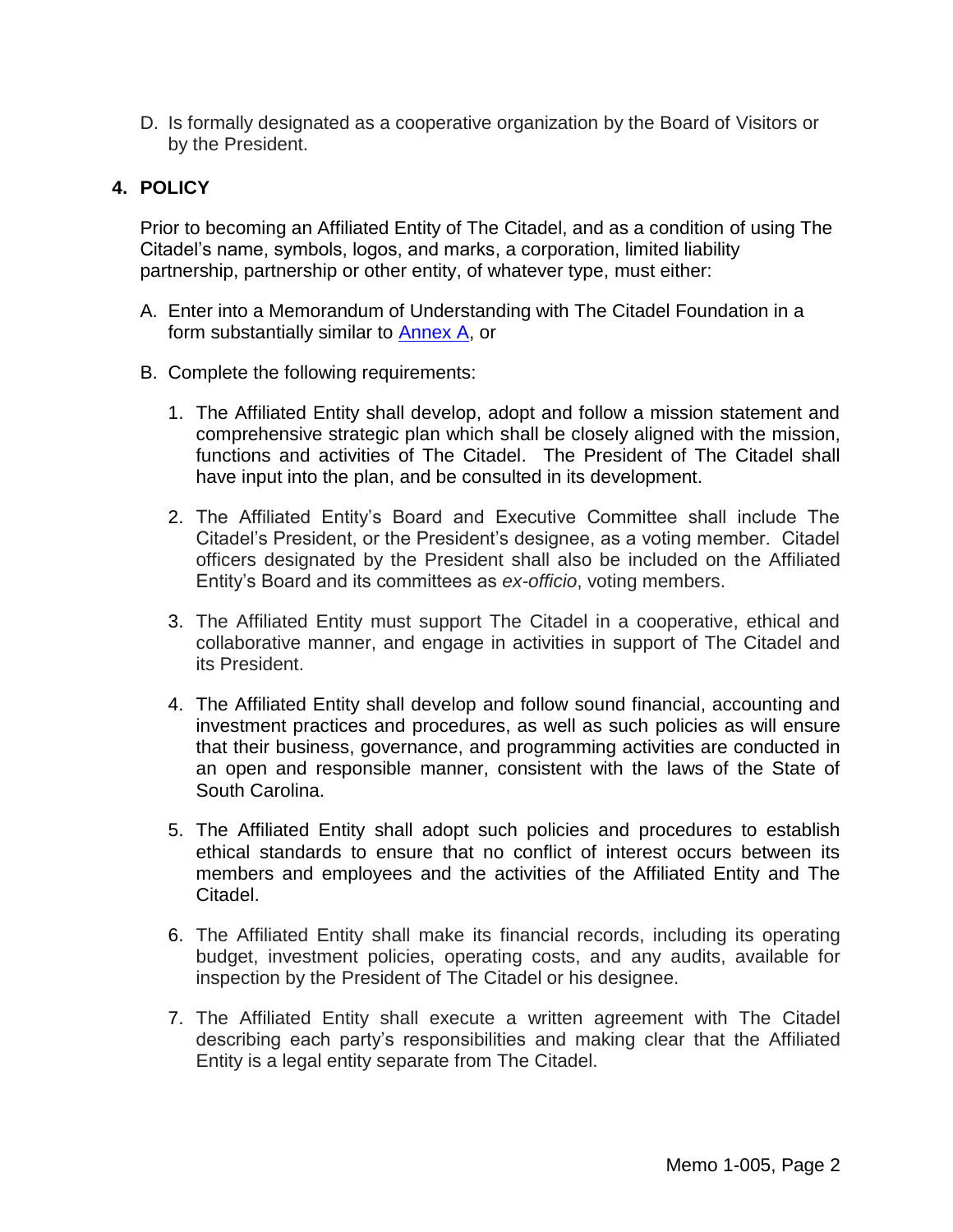D. Is formally designated as a cooperative organization by the Board of Visitors or by the President.

## 4. POLICY

Prior to becoming an Affiliated Entity of The Citadel, and as a condition of using The Citadel's name, symbols, logos, and marks, a corporation, limited liability partnership, partnership or other entity, of whatever type, must either:

A. Enter into a Memorandum of Understanding with The Citadel Foundation in a form substantially similar to Annex A, or

B. Complete the following requirements:

   1. The Affiliated Entity shall develop, adopt and follow a mission statement and comprehensive strategic plan which shall be closely aligned with the mission, functions and activities of The Citadel. The President of The Citadel shall have input into the plan, and be consulted in its development.

   2. The Affiliated Entity's Board and Executive Committee shall include The Citadel's President, or the President's designee, as a voting member. Citadel officers designated by the President shall also be included on the Affiliated Entity's Board and its committees as *ex-officio*, voting members.

   3. The Affiliated Entity must support The Citadel in a cooperative, ethical and collaborative manner, and engage in activities in support of The Citadel and its President.

   4. The Affiliated Entity shall develop and follow sound financial, accounting and investment practices and procedures, as well as such policies as will ensure that their business, governance, and programming activities are conducted in an open and responsible manner, consistent with the laws of the State of South Carolina.

   5. The Affiliated Entity shall adopt such policies and procedures to establish ethical standards to ensure that no conflict of interest occurs between its members and employees and the activities of the Affiliated Entity and The Citadel.

   6. The Affiliated Entity shall make its financial records, including its operating budget, investment policies, operating costs, and any audits, available for inspection by the President of The Citadel or his designee.

   7. The Affiliated Entity shall execute a written agreement with The Citadel describing each party's responsibilities and making clear that the Affiliated Entity is a legal entity separate from The Citadel.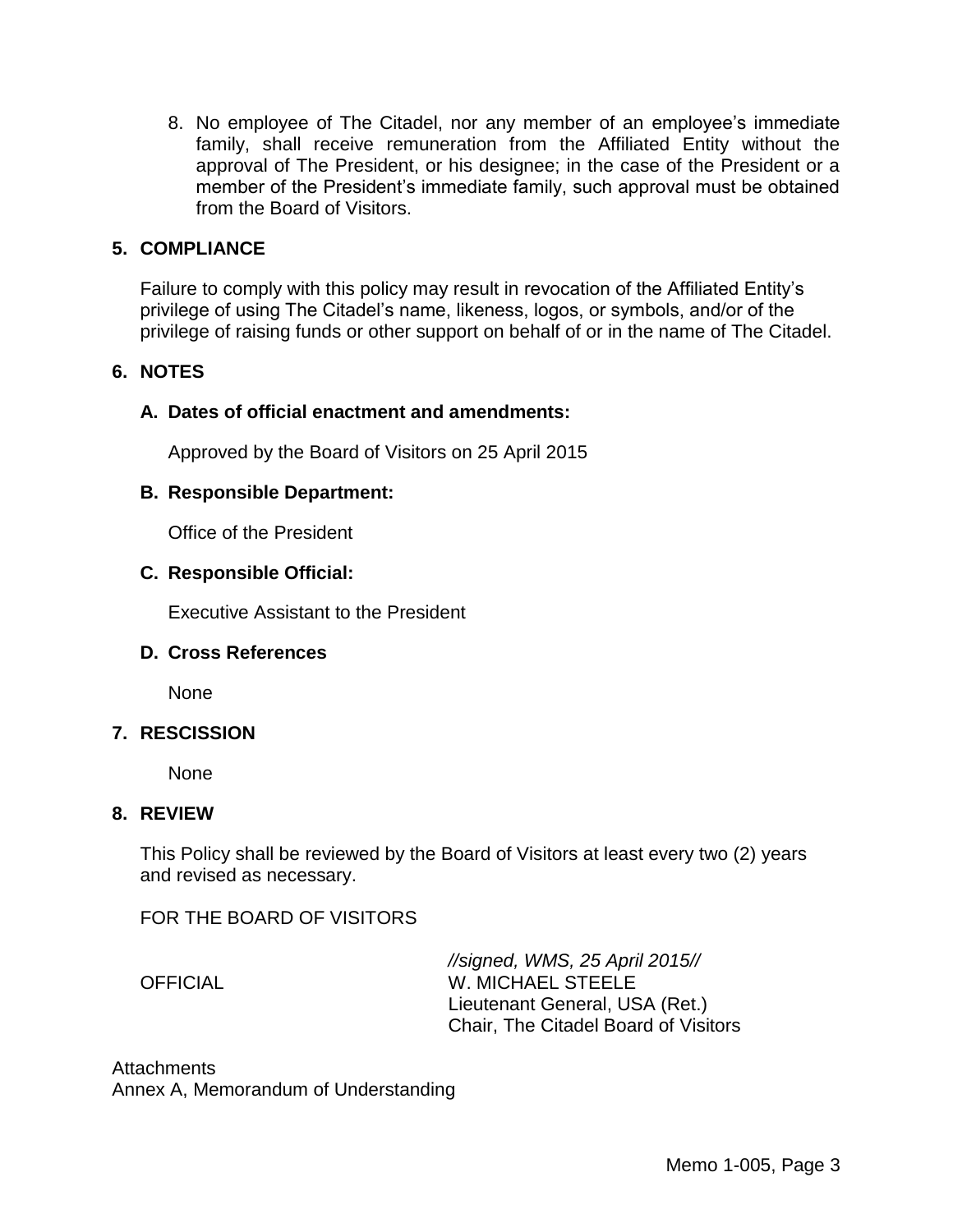8. No employee of The Citadel, nor any member of an employee's immediate family, shall receive remuneration from the Affiliated Entity without the approval of The President, or his designee; in the case of the President or a member of the President's immediate family, such approval must be obtained from the Board of Visitors.

## 5. COMPLIANCE

Failure to comply with this policy may result in revocation of the Affiliated Entity's privilege of using The Citadel's name, likeness, logos, or symbols, and/or of the privilege of raising funds or other support on behalf of or in the name of The Citadel.

## 6. NOTES

### A. Dates of official enactment and amendments:

Approved by the Board of Visitors on 25 April 2015

### B. Responsible Department:

Office of the President

### C. Responsible Official:

Executive Assistant to the President

### D. Cross References

None

## 7. RESCISSION

None

## 8. REVIEW

This Policy shall be reviewed by the Board of Visitors at least every two (2) years and revised as necessary.

FOR THE BOARD OF VISITORS

*//signed, WMS, 25 April 2015//*

OFFICIAL

W. MICHAEL STEELE
Lieutenant General, USA (Ret.)
Chair, The Citadel Board of Visitors

Attachments
Annex A, Memorandum of Understanding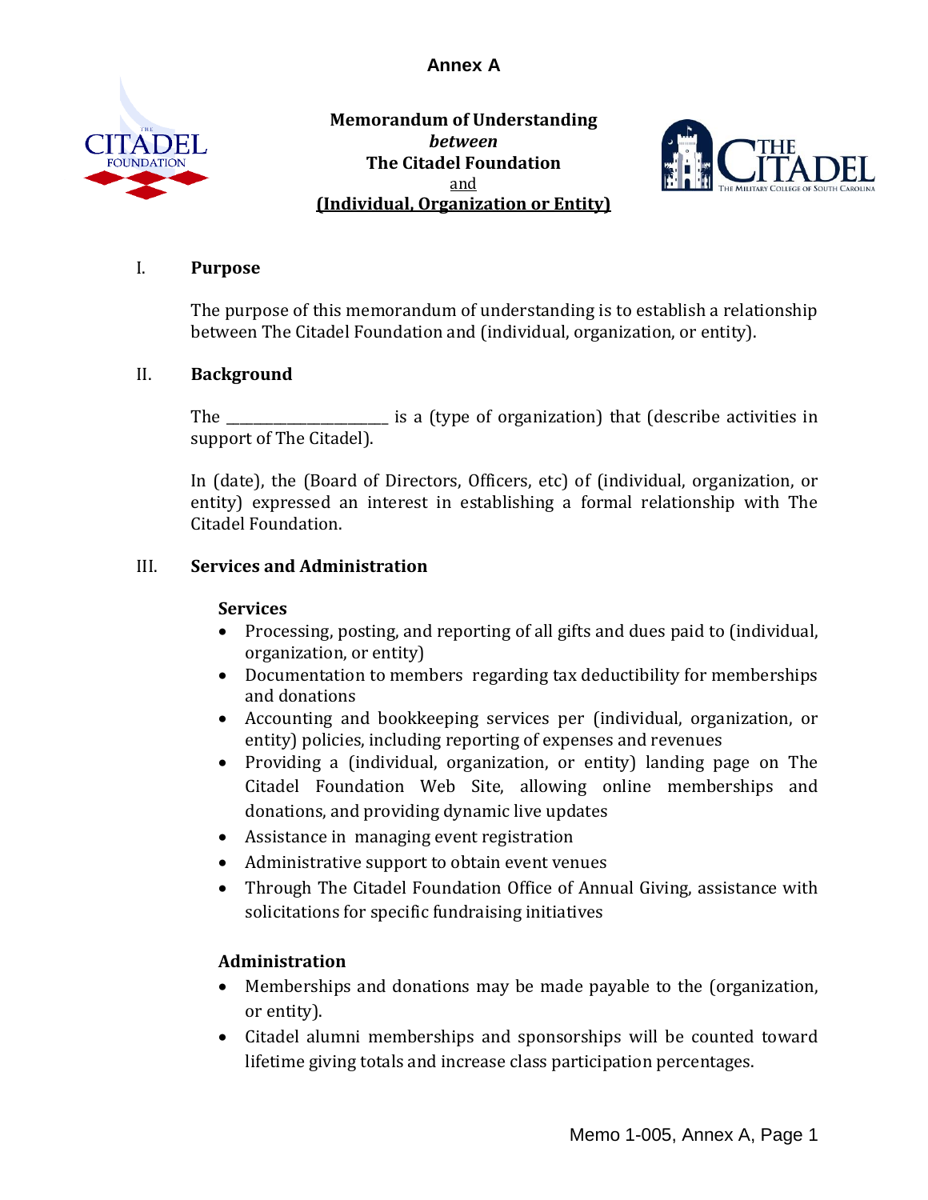# Annex A

**Memorandum of Understanding**
***between***
**The Citadel Foundation**
and
**(Individual, Organization or Entity)**

I. **Purpose**

The purpose of this memorandum of understanding is to establish a relationship between The Citadel Foundation and (individual, organization, or entity).

II. **Background**

The _______________________ is a (type of organization) that (describe activities in support of The Citadel).

In (date), the (Board of Directors, Officers, etc) of (individual, organization, or entity) expressed an interest in establishing a formal relationship with The Citadel Foundation.

III. **Services and Administration**

**Services**

- Processing, posting, and reporting of all gifts and dues paid to (individual, organization, or entity)
- Documentation to members regarding tax deductibility for memberships and donations
- Accounting and bookkeeping services per (individual, organization, or entity) policies, including reporting of expenses and revenues
- Providing a (individual, organization, or entity) landing page on The Citadel Foundation Web Site, allowing online memberships and donations, and providing dynamic live updates
- Assistance in managing event registration
- Administrative support to obtain event venues
- Through The Citadel Foundation Office of Annual Giving, assistance with solicitations for specific fundraising initiatives

**Administration**

- Memberships and donations may be made payable to the (organization, or entity).
- Citadel alumni memberships and sponsorships will be counted toward lifetime giving totals and increase class participation percentages.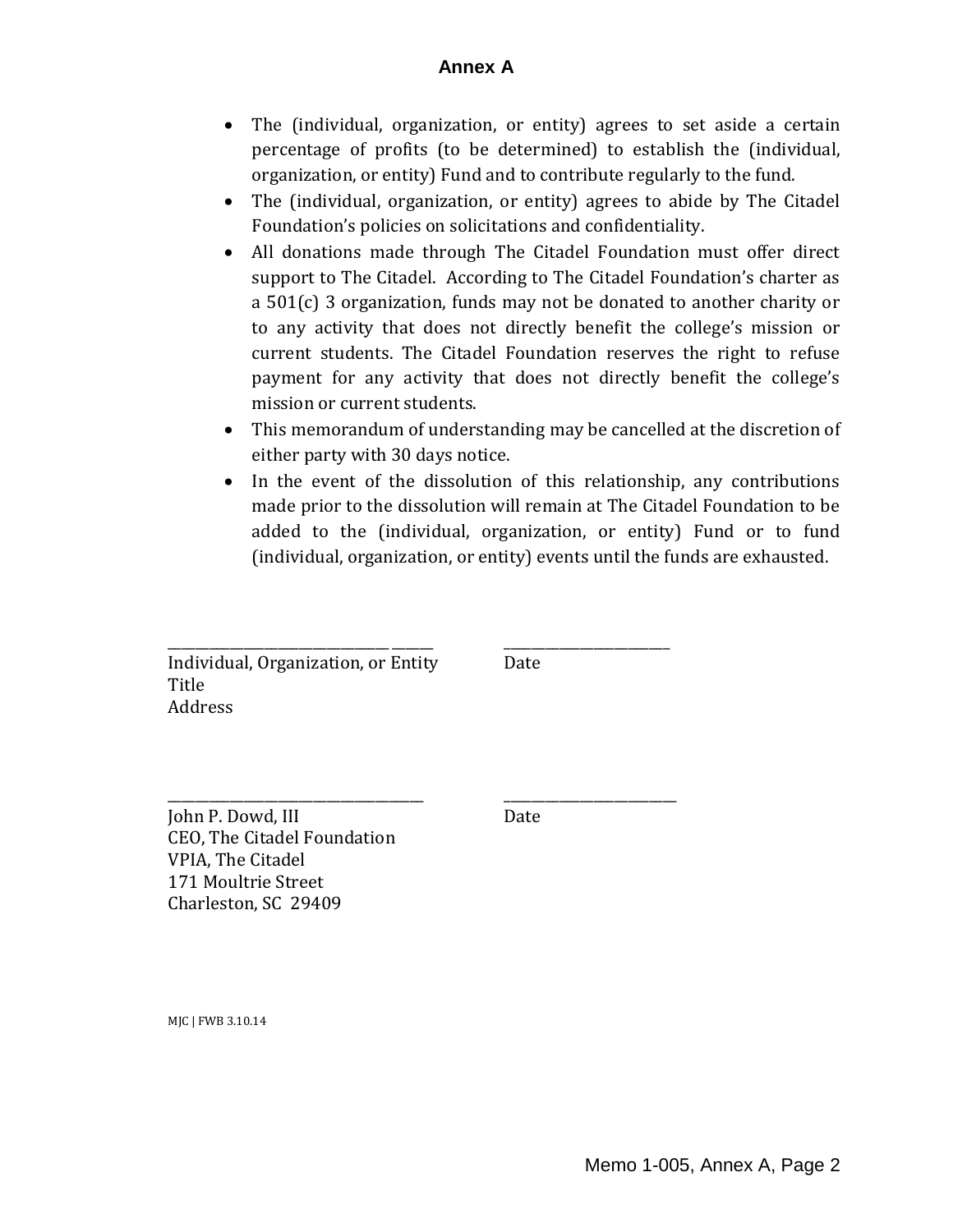## Annex A

- The (individual, organization, or entity) agrees to set aside a certain percentage of profits (to be determined) to establish the (individual, organization, or entity) Fund and to contribute regularly to the fund.
- The (individual, organization, or entity) agrees to abide by The Citadel Foundation's policies on solicitations and confidentiality.
- All donations made through The Citadel Foundation must offer direct support to The Citadel. According to The Citadel Foundation's charter as a 501(c) 3 organization, funds may not be donated to another charity or to any activity that does not directly benefit the college's mission or current students. The Citadel Foundation reserves the right to refuse payment for any activity that does not directly benefit the college's mission or current students.
- This memorandum of understanding may be cancelled at the discretion of either party with 30 days notice.
- In the event of the dissolution of this relationship, any contributions made prior to the dissolution will remain at The Citadel Foundation to be added to the (individual, organization, or entity) Fund or to fund (individual, organization, or entity) events until the funds are exhausted.

\_\_\_\_\_\_\_\_\_\_\_\_\_\_\_\_\_\_\_\_\_\_\_\_\_\_\_\_\_\_\_\_\_\_\_\_ &nbsp;&nbsp;&nbsp;&nbsp; \_\_\_\_\_\_\_\_\_\_\_\_\_\_\_\_\_\_\_\_\_\_\_\_\_
Individual, Organization, or Entity &nbsp;&nbsp;&nbsp;&nbsp; Date
Title
Address

\_\_\_\_\_\_\_\_\_\_\_\_\_\_\_\_\_\_\_\_\_\_\_\_\_\_\_\_\_\_\_\_\_\_\_\_ &nbsp;&nbsp;&nbsp;&nbsp; \_\_\_\_\_\_\_\_\_\_\_\_\_\_\_\_\_\_\_\_\_\_\_\_\_
John P. Dowd, III &nbsp;&nbsp;&nbsp;&nbsp; Date
CEO, The Citadel Foundation
VPIA, The Citadel
171 Moultrie Street
Charleston, SC 29409

MJC | FWB 3.10.14